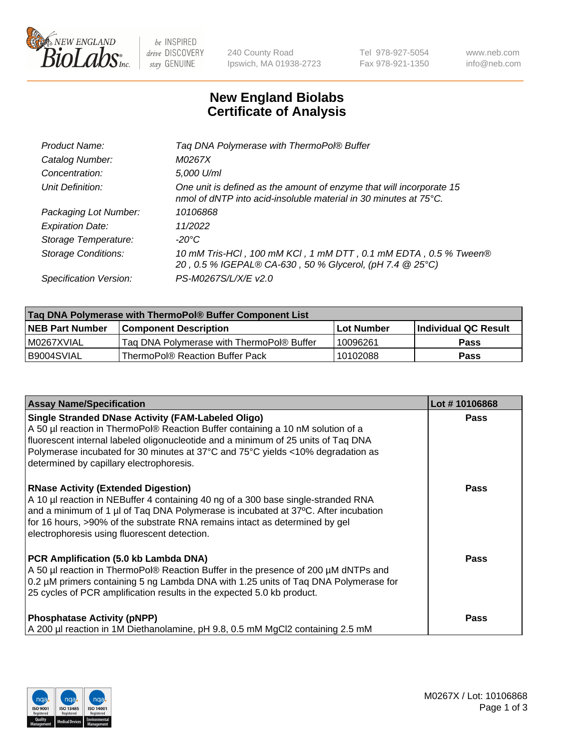# New England Biolabs Certificate of Analysis

| | |
|---|---|
| *Product Name:* | *Taq DNA Polymerase with ThermoPol® Buffer* |
| *Catalog Number:* | *M0267X* |
| *Concentration:* | *5,000 U/ml* |
| *Unit Definition:* | *One unit is defined as the amount of enzyme that will incorporate 15 nmol of dNTP into acid-insoluble material in 30 minutes at 75°C.* |
| *Packaging Lot Number:* | *10106868* |
| *Expiration Date:* | *11/2022* |
| *Storage Temperature:* | *-20°C* |
| *Storage Conditions:* | *10 mM Tris-HCl , 100 mM KCl , 1 mM DTT , 0.1 mM EDTA , 0.5 % Tween® 20 , 0.5 % IGEPAL® CA-630 , 50 % Glycerol, (pH 7.4 @ 25°C)* |
| *Specification Version:* | *PS-M0267S/L/X/E v2.0* |

| Taq DNA Polymerase with ThermoPol® Buffer Component List | | | |
|---|---|---|---|
| **NEB Part Number** | **Component Description** | **Lot Number** | **Individual QC Result** |
| M0267XVIAL | Taq DNA Polymerase with ThermoPol® Buffer | 10096261 | **Pass** |
| B9004SVIAL | ThermoPol® Reaction Buffer Pack | 10102088 | **Pass** |

| Assay Name/Specification | Lot # 10106868 |
|---|---|
| **Single Stranded DNase Activity (FAM-Labeled Oligo)** A 50 µl reaction in ThermoPol® Reaction Buffer containing a 10 nM solution of a fluorescent internal labeled oligonucleotide and a minimum of 25 units of Taq DNA Polymerase incubated for 30 minutes at 37°C and 75°C yields <10% degradation as determined by capillary electrophoresis. | **Pass** |
| **RNase Activity (Extended Digestion)** A 10 µl reaction in NEBuffer 4 containing 40 ng of a 300 base single-stranded RNA and a minimum of 1 µl of Taq DNA Polymerase is incubated at 37ºC. After incubation for 16 hours, >90% of the substrate RNA remains intact as determined by gel electrophoresis using fluorescent detection. | **Pass** |
| **PCR Amplification (5.0 kb Lambda DNA)** A 50 µl reaction in ThermoPol® Reaction Buffer in the presence of 200 µM dNTPs and 0.2 µM primers containing 5 ng Lambda DNA with 1.25 units of Taq DNA Polymerase for 25 cycles of PCR amplification results in the expected 5.0 kb product. | **Pass** |
| **Phosphatase Activity (pNPP)** A 200 µl reaction in 1M Diethanolamine, pH 9.8, 0.5 mM $MgCl_2$ containing 2.5 mM | **Pass** |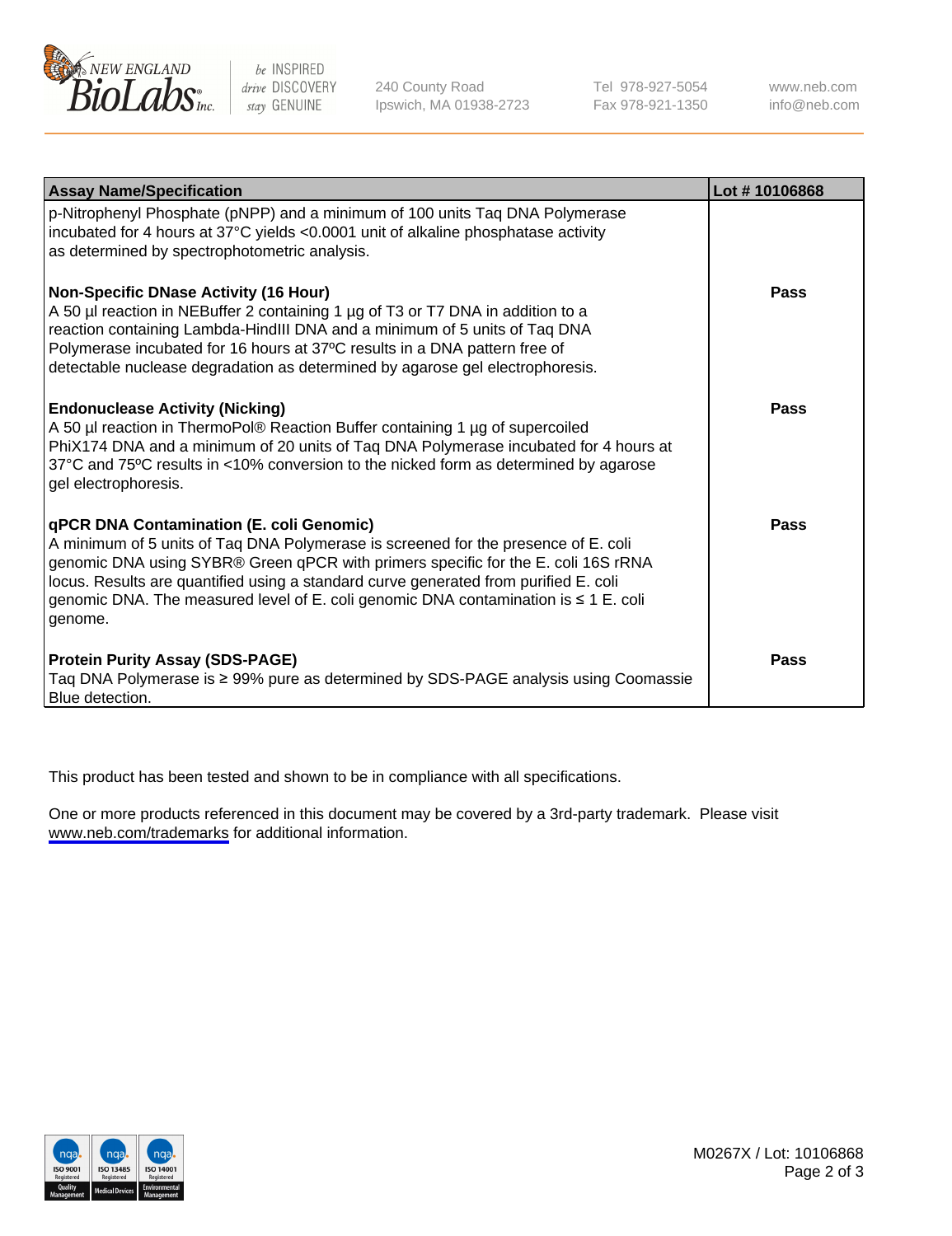| Assay Name/Specification | Lot # 10106868 |
| --- | --- |
| p-Nitrophenyl Phosphate (pNPP) and a minimum of 100 units Taq DNA Polymerase incubated for 4 hours at 37°C yields <0.0001 unit of alkaline phosphatase activity as determined by spectrophotometric analysis. | |
| **Non-Specific DNase Activity (16 Hour)**<br>A 50 µl reaction in NEBuffer 2 containing 1 µg of T3 or T7 DNA in addition to a reaction containing Lambda-HindIII DNA and a minimum of 5 units of Taq DNA Polymerase incubated for 16 hours at 37ºC results in a DNA pattern free of detectable nuclease degradation as determined by agarose gel electrophoresis. | **Pass** |
| **Endonuclease Activity (Nicking)**<br>A 50 µl reaction in ThermoPol® Reaction Buffer containing 1 µg of supercoiled PhiX174 DNA and a minimum of 20 units of Taq DNA Polymerase incubated for 4 hours at 37°C and 75ºC results in <10% conversion to the nicked form as determined by agarose gel electrophoresis. | **Pass** |
| **qPCR DNA Contamination (E. coli Genomic)**<br>A minimum of 5 units of Taq DNA Polymerase is screened for the presence of E. coli genomic DNA using SYBR® Green qPCR with primers specific for the E. coli 16S rRNA locus. Results are quantified using a standard curve generated from purified E. coli genomic DNA. The measured level of E. coli genomic DNA contamination is ≤ 1 E. coli genome. | **Pass** |
| **Protein Purity Assay (SDS-PAGE)**<br>Taq DNA Polymerase is ≥ 99% pure as determined by SDS-PAGE analysis using Coomassie Blue detection. | **Pass** |

This product has been tested and shown to be in compliance with all specifications.

One or more products referenced in this document may be covered by a 3rd-party trademark. Please visit www.neb.com/trademarks for additional information.

M0267X / Lot: 10106868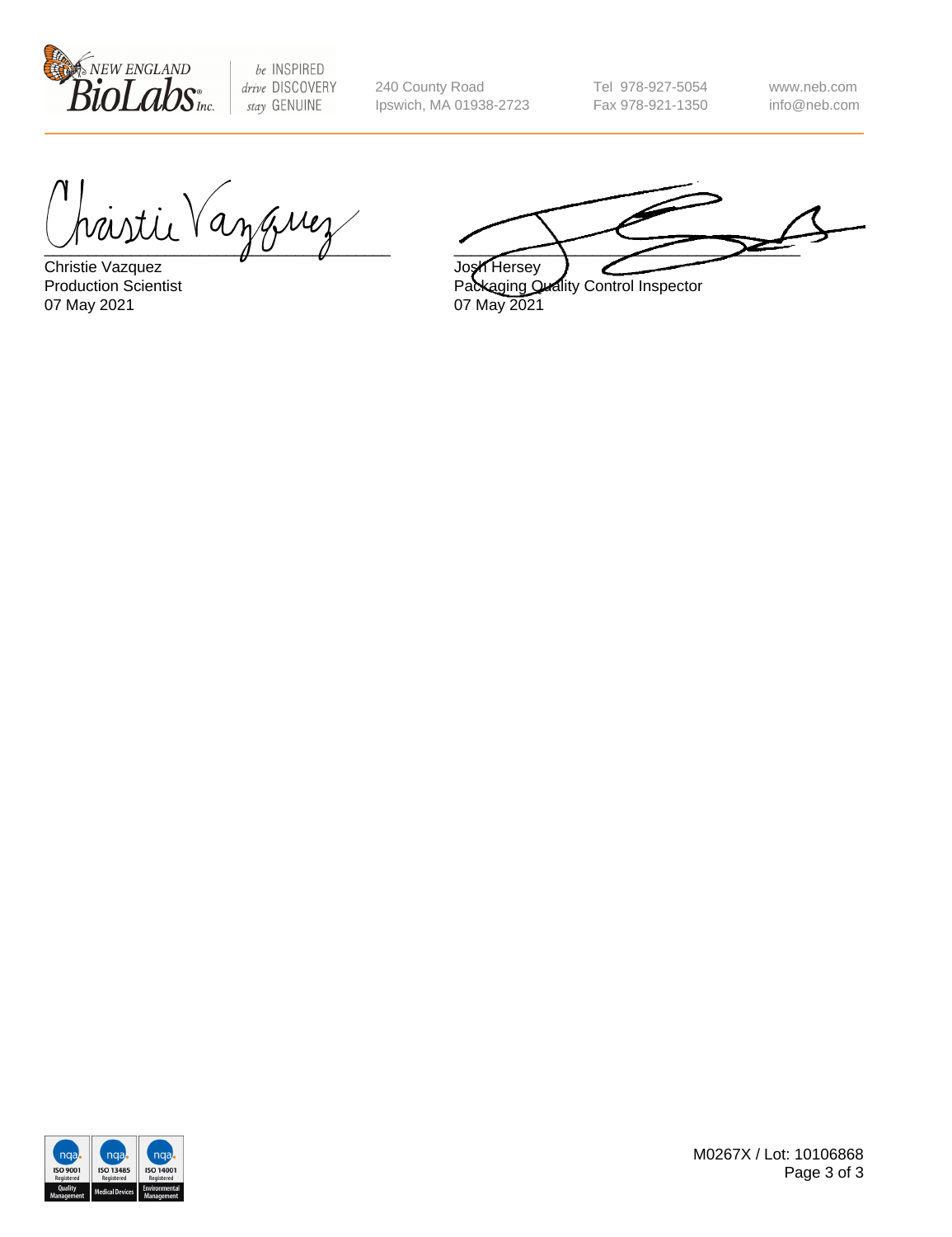Christie Vazquez
Production Scientist
07 May 2021

Josh Hersey
Packaging Quality Control Inspector
07 May 2021

M0267X / Lot: 10106868